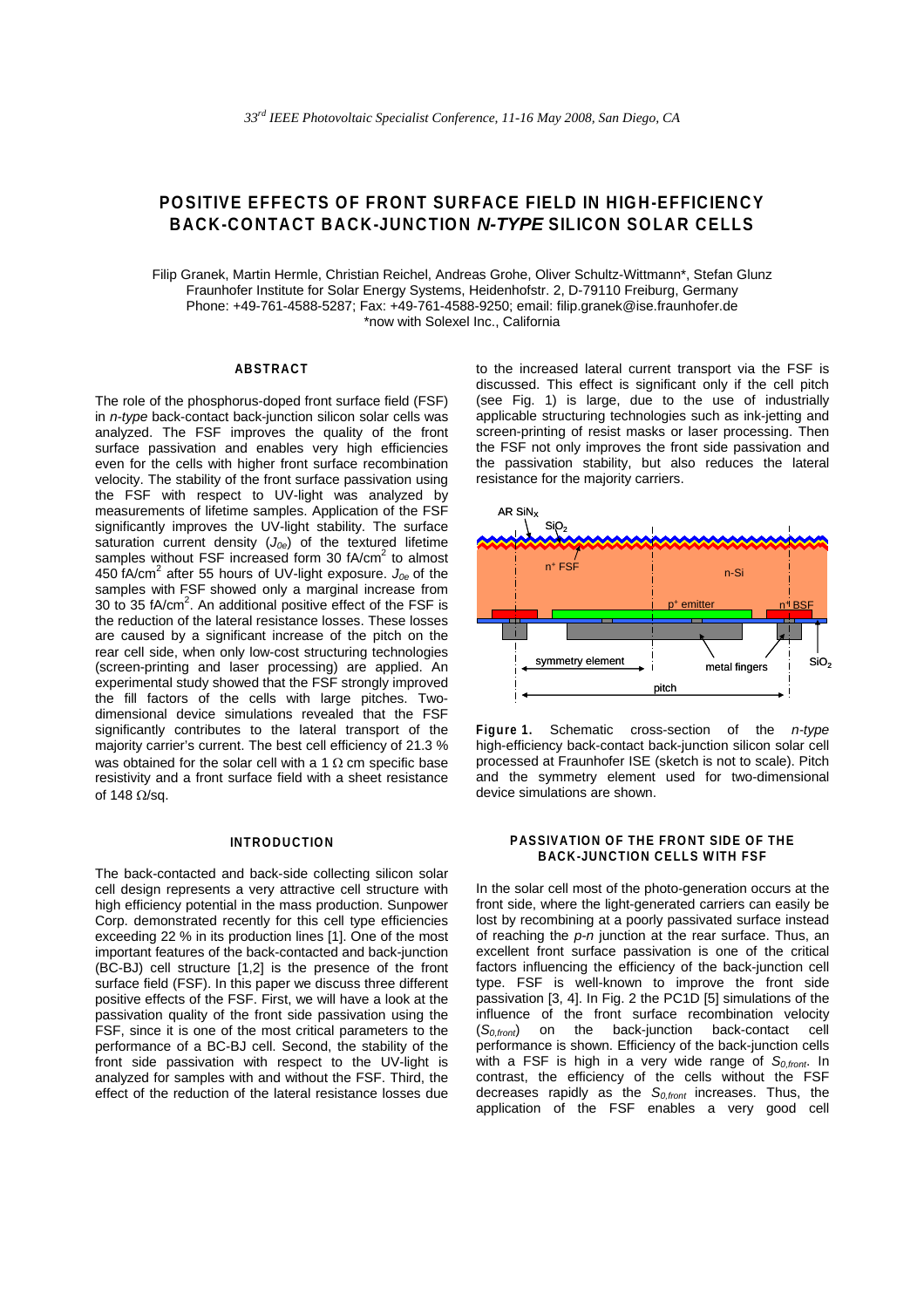# POSITIVE EFFECTS OF FRONT SURFACE FIELD IN HIGH-EFFICIENCY BACK-CONTACT BACK-JUNCTION *N-TYPE* SILICON SOLAR CELLS

Filip Granek, Martin Hermle, Christian Reichel, Andreas Grohe, Oliver Schultz-Wittmann*, Stefan Glunz
Fraunhofer Institute for Solar Energy Systems, Heidenhofstr. 2, D-79110 Freiburg, Germany
Phone: +49-761-4588-5287; Fax: +49-761-4588-9250; email: filip.granek@ise.fraunhofer.de
*now with Solexel Inc., California

## ABSTRACT

The role of the phosphorus-doped front surface field (FSF) in *n-type* back-contact back-junction silicon solar cells was analyzed. The FSF improves the quality of the front surface passivation and enables very high efficiencies even for the cells with higher front surface recombination velocity. The stability of the front surface passivation using the FSF with respect to UV-light was analyzed by measurements of lifetime samples. Application of the FSF significantly improves the UV-light stability. The surface saturation current density ($J_{0e}$) of the textured lifetime samples without FSF increased form 30 fA/cm$^2$ to almost 450 fA/cm$^2$ after 55 hours of UV-light exposure. $J_{0e}$ of the samples with FSF showed only a marginal increase from 30 to 35 fA/cm$^2$. An additional positive effect of the FSF is the reduction of the lateral resistance losses. These losses are caused by a significant increase of the pitch on the rear cell side, when only low-cost structuring technologies (screen-printing and laser processing) are applied. An experimental study showed that the FSF strongly improved the fill factors of the cells with large pitches. Two-dimensional device simulations revealed that the FSF significantly contributes to the lateral transport of the majority carrier's current. The best cell efficiency of 21.3 % was obtained for the solar cell with a 1 Ω cm specific base resistivity and a front surface field with a sheet resistance of 148 Ω/sq.

## INTRODUCTION

The back-contacted and back-side collecting silicon solar cell design represents a very attractive cell structure with high efficiency potential in the mass production. Sunpower Corp. demonstrated recently for this cell type efficiencies exceeding 22 % in its production lines [1]. One of the most important features of the back-contacted and back-junction (BC-BJ) cell structure [1,2] is the presence of the front surface field (FSF). In this paper we discuss three different positive effects of the FSF. First, we will have a look at the passivation quality of the front side passivation using the FSF, since it is one of the most critical parameters to the performance of a BC-BJ cell. Second, the stability of the front side passivation with respect to the UV-light is analyzed for samples with and without the FSF. Third, the effect of the reduction of the lateral resistance losses due to the increased lateral current transport via the FSF is discussed. This effect is significant only if the cell pitch (see Fig. 1) is large, due to the use of industrially applicable structuring technologies such as ink-jetting and screen-printing of resist masks or laser processing. Then the FSF not only improves the front side passivation and the passivation stability, but also reduces the lateral resistance for the majority carriers.

**Figure 1.** Schematic cross-section of the *n-type* high-efficiency back-contact back-junction silicon solar cell processed at Fraunhofer ISE (sketch is not to scale). Pitch and the symmetry element used for two-dimensional device simulations are shown.

## PASSIVATION OF THE FRONT SIDE OF THE BACK-JUNCTION CELLS WITH FSF

In the solar cell most of the photo-generation occurs at the front side, where the light-generated carriers can easily be lost by recombining at a poorly passivated surface instead of reaching the *p-n* junction at the rear surface. Thus, an excellent front surface passivation is one of the critical factors influencing the efficiency of the back-junction cell type. FSF is well-known to improve the front side passivation [3, 4]. In Fig. 2 the PC1D [5] simulations of the influence of the front surface recombination velocity ($S_{0,front}$) on the back-junction back-contact cell performance is shown. Efficiency of the back-junction cells with a FSF is high in a very wide range of $S_{0,front}$. In contrast, the efficiency of the cells without the FSF decreases rapidly as the $S_{0,front}$ increases. Thus, the application of the FSF enables a very good cell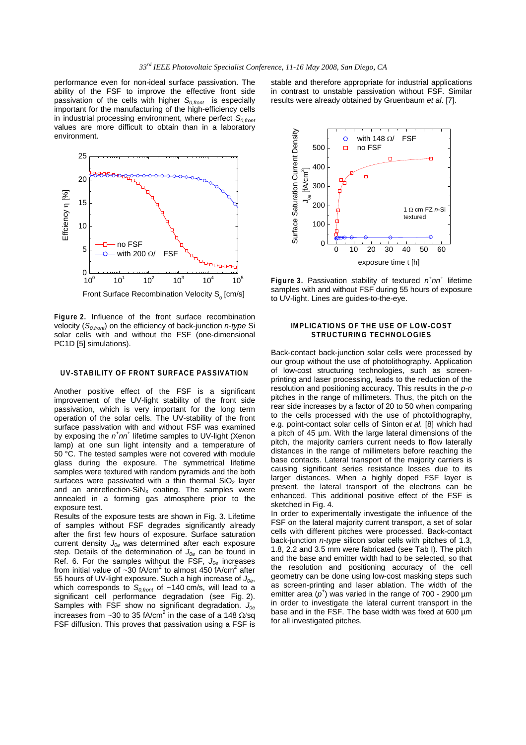performance even for non-ideal surface passivation. The ability of the FSF to improve the effective front side passivation of the cells with higher $S_{0,front}$ is especially important for the manufacturing of the high-efficiency cells in industrial processing environment, where perfect $S_{0,front}$ values are more difficult to obtain than in a laboratory environment.

**Figure 2.** Influence of the front surface recombination velocity ($S_{0,front}$) on the efficiency of back-junction *n-type* Si solar cells with and without the FSF (one-dimensional PC1D [5] simulations).

## UV-STABILITY OF FRONT SURFACE PASSIVATION

Another positive effect of the FSF is a significant improvement of the UV-light stability of the front side passivation, which is very important for the long term operation of the solar cells. The UV-stability of the front surface passivation with and without FSF was examined by exposing the $n^+nn^+$ lifetime samples to UV-light (Xenon lamp) at one sun light intensity and a temperature of 50 °C. The tested samples were not covered with module glass during the exposure. The symmetrical lifetime samples were textured with random pyramids and the both surfaces were passivated with a thin thermal $SiO_2$ layer and an antireflection-$SiN_X$ coating. The samples were annealed in a forming gas atmosphere prior to the exposure test.

Results of the exposure tests are shown in Fig. 3. Lifetime of samples without FSF degrades significantly already after the first few hours of exposure. Surface saturation current density $J_{0e}$ was determined after each exposure step. Details of the determination of $J_{0e}$ can be found in Ref. 6. For the samples without the FSF, $J_{0e}$ increases from initial value of ~30 fA/cm$^2$ to almost 450 fA/cm$^2$ after 55 hours of UV-light exposure. Such a high increase of $J_{0e}$, which corresponds to $S_{0,front}$ of ~140 cm/s, will lead to a significant cell performance degradation (see Fig. 2). Samples with FSF show no significant degradation. $J_{0e}$ increases from ~30 to 35 fA/cm$^2$ in the case of a 148 Ω/sq FSF diffusion. This proves that passivation using a FSF is stable and therefore appropriate for industrial applications in contrast to unstable passivation without FSF. Similar results were already obtained by Gruenbaum *et al*. [7].

**Figure 3.** Passivation stability of textured $n^+nn^+$ lifetime samples with and without FSF during 55 hours of exposure to UV-light. Lines are guides-to-the-eye.

## IMPLICATIONS OF THE USE OF LOW-COST STRUCTURING TECHNOLOGIES

Back-contact back-junction solar cells were processed by our group without the use of photolithography. Application of low-cost structuring technologies, such as screen-printing and laser processing, leads to the reduction of the resolution and positioning accuracy. This results in the *p-n* pitches in the range of millimeters. Thus, the pitch on the rear side increases by a factor of 20 to 50 when comparing to the cells processed with the use of photolithography, e.g. point-contact solar cells of Sinton e*t al.* [8] which had a pitch of 45 µm. With the large lateral dimensions of the pitch, the majority carriers current needs to flow laterally distances in the range of millimeters before reaching the base contacts. Lateral transport of the majority carriers is causing significant series resistance losses due to its larger distances. When a highly doped FSF layer is present, the lateral transport of the electrons can be enhanced. This additional positive effect of the FSF is sketched in Fig. 4.

In order to experimentally investigate the influence of the FSF on the lateral majority current transport, a set of solar cells with different pitches were processed. Back-contact back-junction *n-type* silicon solar cells with pitches of 1.3, 1.8, 2.2 and 3.5 mm were fabricated (see Tab I). The pitch and the base and emitter width had to be selected, so that the resolution and positioning accuracy of the cell geometry can be done using low-cost masking steps such as screen-printing and laser ablation. The width of the emitter area ($p^+$) was varied in the range of 700 - 2900 µm in order to investigate the lateral current transport in the base and in the FSF. The base width was fixed at 600 µm for all investigated pitches.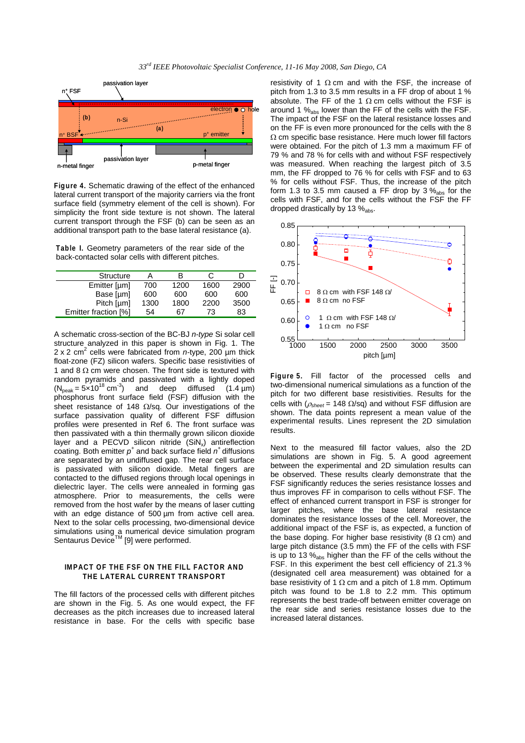**Figure 4.** Schematic drawing of the effect of the enhanced lateral current transport of the majority carriers via the front surface field (symmetry element of the cell is shown). For simplicity the front side texture is not shown. The lateral current transport through the FSF (b) can be seen as an additional transport path to the base lateral resistance (a).

**Table I.** Geometry parameters of the rear side of the back-contacted solar cells with different pitches.

| Structure | A | B | C | D |
|---|---|---|---|---|
| Emitter [µm] | 700 | 1200 | 1600 | 2900 |
| Base [µm] | 600 | 600 | 600 | 600 |
| Pitch [µm] | 1300 | 1800 | 2200 | 3500 |
| Emitter fraction [%] | 54 | 67 | 73 | 83 |

A schematic cross-section of the BC-BJ *n-type* Si solar cell structure analyzed in this paper is shown in Fig. 1. The 2 x 2 $cm^2$ cells were fabricated from *n*-type, 200 µm thick float-zone (FZ) silicon wafers. Specific base resistivities of 1 and 8 Ω cm were chosen. The front side is textured with random pyramids and passivated with a lightly doped ($N_{peak} = 5\times10^{18}$ $cm^{-3}$) and deep diffused (1.4 µm) phosphorus front surface field (FSF) diffusion with the sheet resistance of 148 Ω/sq. Our investigations of the surface passivation quality of different FSF diffusion profiles were presented in Ref 6. The front surface was then passivated with a thin thermally grown silicon dioxide layer and a PECVD silicon nitride ($SiN_x$) antireflection coating. Both emitter $p^+$ and back surface field $n^+$ diffusions are separated by an undiffused gap. The rear cell surface is passivated with silicon dioxide. Metal fingers are contacted to the diffused regions through local openings in dielectric layer. The cells were annealed in forming gas atmosphere. Prior to measurements, the cells were removed from the host wafer by the means of laser cutting with an edge distance of 500 µm from active cell area. Next to the solar cells processing, two-dimensional device simulations using a numerical device simulation program Sentaurus Device™ [9] were performed.

## IMPACT OF THE FSF ON THE FILL FACTOR AND THE LATERAL CURRENT TRANSPORT

The fill factors of the processed cells with different pitches are shown in the Fig. 5. As one would expect, the FF decreases as the pitch increases due to increased lateral resistance in base. For the cells with specific base resistivity of 1 Ω cm and with the FSF, the increase of pitch from 1.3 to 3.5 mm results in a FF drop of about 1 % absolute. The FF of the 1 Ω cm cells without the FSF is around 1 $\%_{abs}$ lower than the FF of the cells with the FSF. The impact of the FSF on the lateral resistance losses and on the FF is even more pronounced for the cells with the 8 Ω cm specific base resistance. Here much lower fill factors were obtained. For the pitch of 1.3 mm a maximum FF of 79 % and 78 % for cells with and without FSF respectively was measured. When reaching the largest pitch of 3.5 mm, the FF dropped to 76 % for cells with FSF and to 63 % for cells without FSF. Thus, the increase of the pitch form 1.3 to 3.5 mm caused a FF drop by 3 $\%_{abs}$ for the cells with FSF, and for the cells without the FSF the FF dropped drastically by 13 $\%_{abs}$.

**Figure 5.** Fill factor of the processed cells and two-dimensional numerical simulations as a function of the pitch for two different base resistivities. Results for the cells with ($\rho_{sheet}$ = 148 Ω/sq) and without FSF diffusion are shown. The data points represent a mean value of the experimental results. Lines represent the 2D simulation results.

Next to the measured fill factor values, also the 2D simulations are shown in Fig. 5. A good agreement between the experimental and 2D simulation results can be observed. These results clearly demonstrate that the FSF significantly reduces the series resistance losses and thus improves FF in comparison to cells without FSF. The effect of enhanced current transport in FSF is stronger for larger pitches, where the base lateral resistance dominates the resistance losses of the cell. Moreover, the additional impact of the FSF is, as expected, a function of the base doping. For higher base resistivity (8 Ω cm) and large pitch distance (3.5 mm) the FF of the cells with FSF is up to 13 $\%_{abs}$ higher than the FF of the cells without the FSF. In this experiment the best cell efficiency of 21.3 % (designated cell area measurement) was obtained for a base resistivity of 1 Ω cm and a pitch of 1.8 mm. Optimum pitch was found to be 1.8 to 2.2 mm. This optimum represents the best trade-off between emitter coverage on the rear side and series resistance losses due to the increased lateral distances.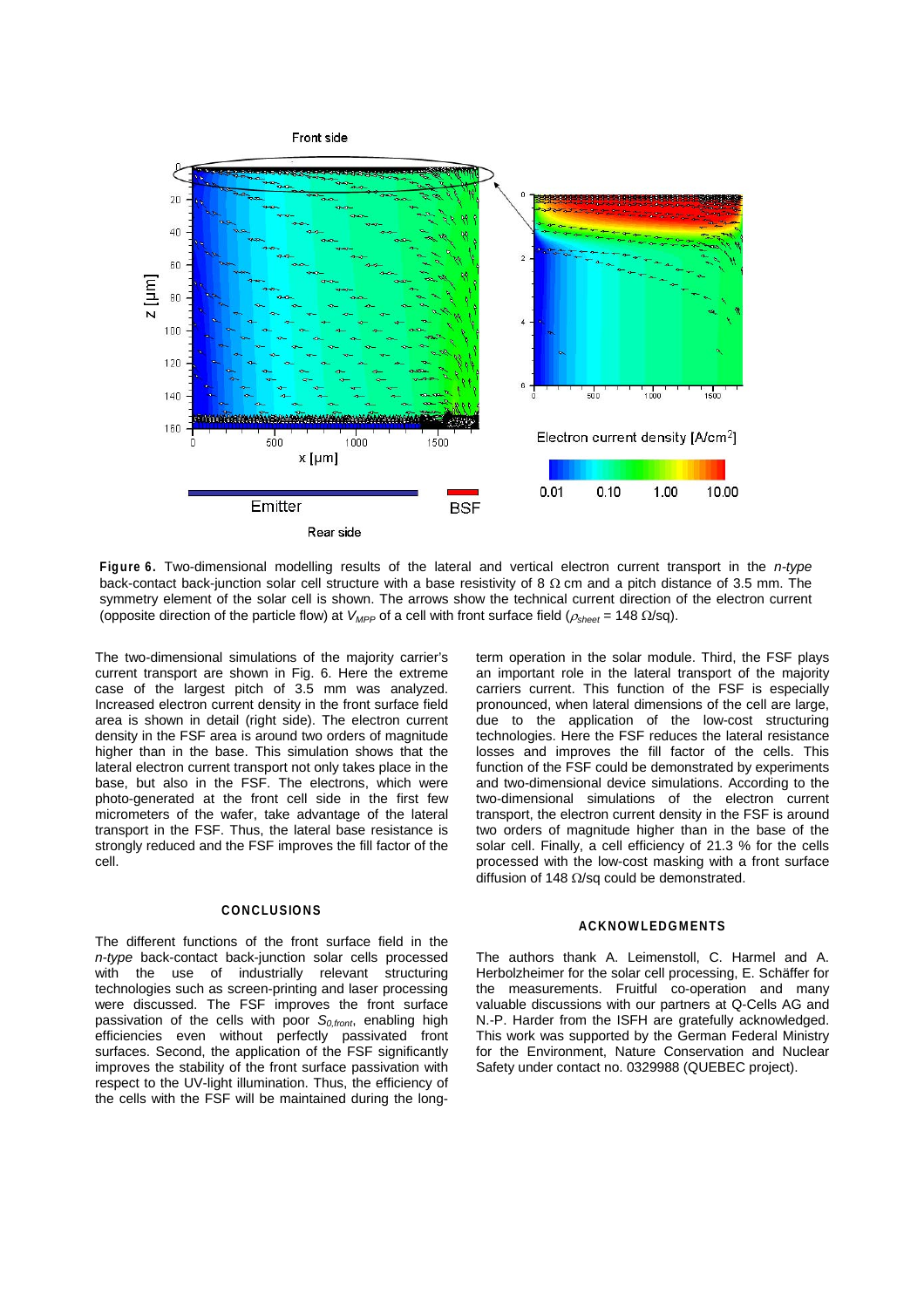**Figure 6.** Two-dimensional modelling results of the lateral and vertical electron current transport in the *n-type* back-contact back-junction solar cell structure with a base resistivity of 8 Ω cm and a pitch distance of 3.5 mm. The symmetry element of the solar cell is shown. The arrows show the technical current direction of the electron current (opposite direction of the particle flow) at $V_{MPP}$ of a cell with front surface field ($\rho_{sheet}$ = 148 Ω/sq).

The two-dimensional simulations of the majority carrier's current transport are shown in Fig. 6. Here the extreme case of the largest pitch of 3.5 mm was analyzed. Increased electron current density in the front surface field area is shown in detail (right side). The electron current density in the FSF area is around two orders of magnitude higher than in the base. This simulation shows that the lateral electron current transport not only takes place in the base, but also in the FSF. The electrons, which were photo-generated at the front cell side in the first few micrometers of the wafer, take advantage of the lateral transport in the FSF. Thus, the lateral base resistance is strongly reduced and the FSF improves the fill factor of the cell.

## CONCLUSIONS

The different functions of the front surface field in the *n-type* back-contact back-junction solar cells processed with the use of industrially relevant structuring technologies such as screen-printing and laser processing were discussed. The FSF improves the front surface passivation of the cells with poor $S_{0,front}$, enabling high efficiencies even without perfectly passivated front surfaces. Second, the application of the FSF significantly improves the stability of the front surface passivation with respect to the UV-light illumination. Thus, the efficiency of the cells with the FSF will be maintained during the long-term operation in the solar module. Third, the FSF plays an important role in the lateral transport of the majority carriers current. This function of the FSF is especially pronounced, when lateral dimensions of the cell are large, due to the application of the low-cost structuring technologies. Here the FSF reduces the lateral resistance losses and improves the fill factor of the cells. This function of the FSF could be demonstrated by experiments and two-dimensional device simulations. According to the two-dimensional simulations of the electron current transport, the electron current density in the FSF is around two orders of magnitude higher than in the base of the solar cell. Finally, a cell efficiency of 21.3 % for the cells processed with the low-cost masking with a front surface diffusion of 148 Ω/sq could be demonstrated.

## ACKNOWLEDGMENTS

The authors thank A. Leimenstoll, C. Harmel and A. Herbolzheimer for the solar cell processing, E. Schäffer for the measurements. Fruitful co-operation and many valuable discussions with our partners at Q-Cells AG and N.-P. Harder from the ISFH are gratefully acknowledged. This work was supported by the German Federal Ministry for the Environment, Nature Conservation and Nuclear Safety under contact no. 0329988 (QUEBEC project).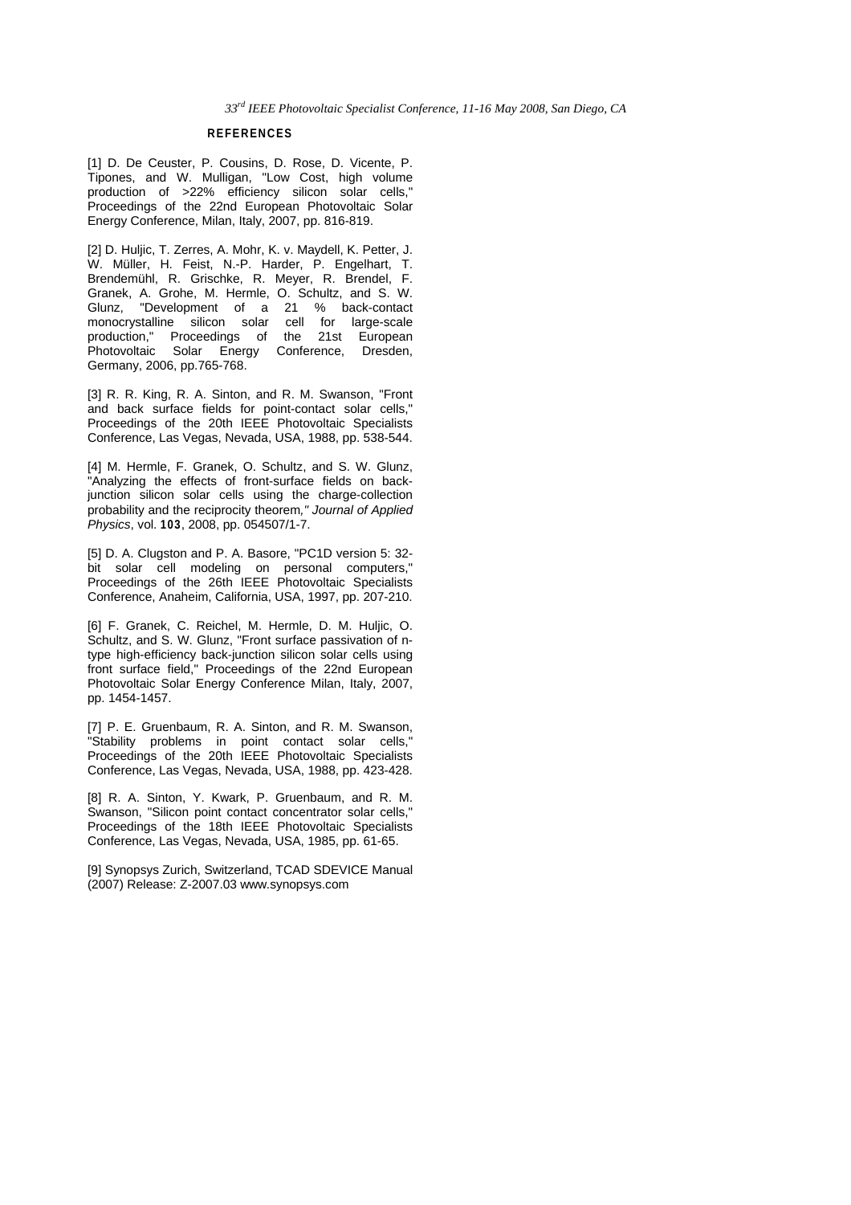## REFERENCES

[1] D. De Ceuster, P. Cousins, D. Rose, D. Vicente, P. Tipones, and W. Mulligan, "Low Cost, high volume production of >22% efficiency silicon solar cells," Proceedings of the 22nd European Photovoltaic Solar Energy Conference, Milan, Italy, 2007, pp. 816-819.

[2] D. Huljic, T. Zerres, A. Mohr, K. v. Maydell, K. Petter, J. W. Müller, H. Feist, N.-P. Harder, P. Engelhart, T. Brendemühl, R. Grischke, R. Meyer, R. Brendel, F. Granek, A. Grohe, M. Hermle, O. Schultz, and S. W. Glunz, "Development of a 21 % back-contact monocrystalline silicon solar cell for large-scale production," Proceedings of the 21st European Photovoltaic Solar Energy Conference, Dresden, Germany, 2006, pp.765-768.

[3] R. R. King, R. A. Sinton, and R. M. Swanson, "Front and back surface fields for point-contact solar cells," Proceedings of the 20th IEEE Photovoltaic Specialists Conference, Las Vegas, Nevada, USA, 1988, pp. 538-544.

[4] M. Hermle, F. Granek, O. Schultz, and S. W. Glunz, "Analyzing the effects of front-surface fields on back-junction silicon solar cells using the charge-collection probability and the reciprocity theorem," *Journal of Applied Physics*, vol. **103**, 2008, pp. 054507/1-7.

[5] D. A. Clugston and P. A. Basore, "PC1D version 5: 32-bit solar cell modeling on personal computers," Proceedings of the 26th IEEE Photovoltaic Specialists Conference, Anaheim, California, USA, 1997, pp. 207-210.

[6] F. Granek, C. Reichel, M. Hermle, D. M. Huljic, O. Schultz, and S. W. Glunz, "Front surface passivation of n-type high-efficiency back-junction silicon solar cells using front surface field," Proceedings of the 22nd European Photovoltaic Solar Energy Conference Milan, Italy, 2007, pp. 1454-1457.

[7] P. E. Gruenbaum, R. A. Sinton, and R. M. Swanson, "Stability problems in point contact solar cells," Proceedings of the 20th IEEE Photovoltaic Specialists Conference, Las Vegas, Nevada, USA, 1988, pp. 423-428.

[8] R. A. Sinton, Y. Kwark, P. Gruenbaum, and R. M. Swanson, "Silicon point contact concentrator solar cells," Proceedings of the 18th IEEE Photovoltaic Specialists Conference, Las Vegas, Nevada, USA, 1985, pp. 61-65.

[9] Synopsys Zurich, Switzerland, TCAD SDEVICE Manual (2007) Release: Z-2007.03 www.synopsys.com